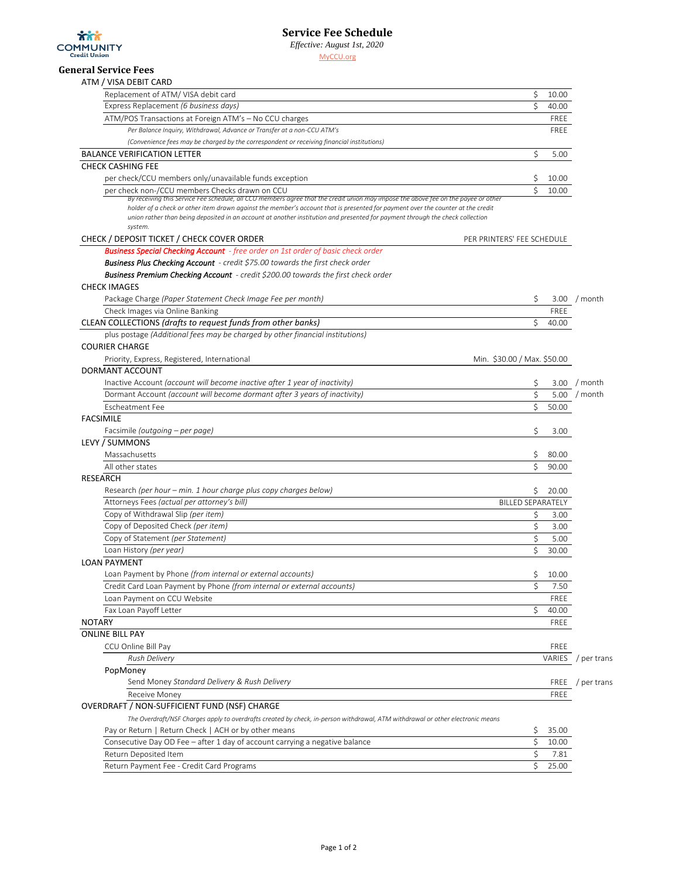# Service Fee Schedule

*Effective: August 1st, 2020*

MyCCU.org

## General Service Fees

| Service | Fee | |
|---|---|---|
| **ATM / VISA DEBIT CARD** | | |
| Replacement of ATM/ VISA debit card | $ 10.00 | |
| Express Replacement *(6 business days)* | $ 40.00 | |
| ATM/POS Transactions at Foreign ATM's – No CCU charges | FREE | |
| *Per Balance Inquiry, Withdrawal, Advance or Transfer at a non-CCU ATM's* | FREE | |
| *(Convenience fees may be charged by the correspondent or receiving financial institutions)* | | |
| **BALANCE VERIFICATION LETTER** | $ 5.00 | |
| **CHECK CASHING FEE** | | |
| per check/CCU members only/unavailable funds exception | $ 10.00 | |
| per check non-/CCU members Checks drawn on CCU | $ 10.00 | |
| *By receiving this Service Fee schedule, all CCU members agree that the credit union may impose the above fee on the payee or other holder of a check or other item drawn against the member's account that is presented for payment over the counter at the credit union rather than being deposited in an account at another institution and presented for payment through the check collection system.* | | |
| **CHECK / DEPOSIT TICKET / CHECK COVER ORDER** | PER PRINTERS' FEE SCHEDULE | |
| ***Business Special Checking Account*** *- free order on 1st order of basic check order* | | |
| ***Business Plus Checking Account*** *- credit $75.00 towards the first check order* | | |
| ***Business Premium Checking Account*** *- credit $200.00 towards the first check order* | | |
| **CHECK IMAGES** | | |
| Package Charge *(Paper Statement Check Image Fee per month)* | $ 3.00 | / month |
| Check Images via Online Banking | FREE | |
| **CLEAN COLLECTIONS** *(drafts to request funds from other banks)* | $ 40.00 | |
| plus postage *(Additional fees may be charged by other financial institutions)* | | |
| **COURIER CHARGE** | | |
| Priority, Express, Registered, International | Min. $30.00 / Max. $50.00 | |
| **DORMANT ACCOUNT** | | |
| Inactive Account *(account will become inactive after 1 year of inactivity)* | $ 3.00 | / month |
| Dormant Account *(account will become dormant after 3 years of inactivity)* | $ 5.00 | / month |
| Escheatment Fee | $ 50.00 | |
| **FACSIMILE** | | |
| Facsimile *(outgoing – per page)* | $ 3.00 | |
| **LEVY / SUMMONS** | | |
| Massachusetts | $ 80.00 | |
| All other states | $ 90.00 | |
| **RESEARCH** | | |
| Research *(per hour – min. 1 hour charge plus copy charges below)* | $ 20.00 | |
| Attorneys Fees *(actual per attorney's bill)* | BILLED SEPARATELY | |
| Copy of Withdrawal Slip *(per item)* | $ 3.00 | |
| Copy of Deposited Check *(per item)* | $ 3.00 | |
| Copy of Statement *(per Statement)* | $ 5.00 | |
| Loan History *(per year)* | $ 30.00 | |
| **LOAN PAYMENT** | | |
| Loan Payment by Phone *(from internal or external accounts)* | $ 10.00 | |
| Credit Card Loan Payment by Phone *(from internal or external accounts)* | $ 7.50 | |
| Loan Payment on CCU Website | FREE | |
| Fax Loan Payoff Letter | $ 40.00 | |
| **NOTARY** | FREE | |
| **ONLINE BILL PAY** | | |
| CCU Online Bill Pay | FREE | |
| *Rush Delivery* | VARIES | / per trans |
| PopMoney | | |
| Send Money *Standard Delivery & Rush Delivery* | FREE | / per trans |
| Receive Money | FREE | |
| **OVERDRAFT / NON-SUFFICIENT FUND (NSF) CHARGE** | | |
| *The Overdraft/NSF Charges apply to overdrafts created by check, in-person withdrawal, ATM withdrawal or other electronic means* | | |
| Pay or Return \| Return Check \| ACH or by other means | $ 35.00 | |
| Consecutive Day OD Fee – after 1 day of account carrying a negative balance | $ 10.00 | |
| Return Deposited Item | $ 7.81 | |
| Return Payment Fee - Credit Card Programs | $ 25.00 | |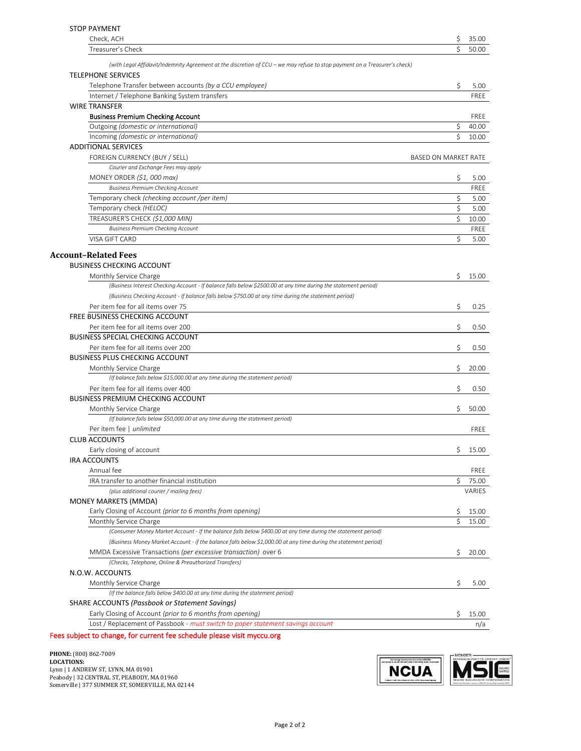STOP PAYMENT

| | |
|---|---|
| Check, ACH | $ 35.00 |
| Treasurer's Check | $ 50.00 |

*(with Legal Affidavit/Indemnity Agreement at the discretion of CCU – we may refuse to stop payment on a Treasurer's check)*

TELEPHONE SERVICES

| | |
|---|---|
| Telephone Transfer between accounts *(by a CCU employee)* | $ 5.00 |
| Internet / Telephone Banking System transfers | FREE |

WIRE TRANSFER

| | |
|---|---|
| **Business Premium Checking Account** | FREE |
| Outgoing *(domestic or international)* | $ 40.00 |
| Incoming *(domestic or international)* | $ 10.00 |

ADDITIONAL SERVICES

| | |
|---|---|
| FOREIGN CURRENCY (BUY / SELL) | BASED ON MARKET RATE |
| *Courier and Exchange Fees may apply* | |
| MONEY ORDER *($1, 000 max)* | $ 5.00 |
| *Business Premium Checking Account* | FREE |
| Temporary check *(checking account /per item)* | $ 5.00 |
| Temporary check *(HELOC)* | $ 5.00 |
| TREASURER'S CHECK *($1,000 MIN)* | $ 10.00 |
| *Business Premium Checking Account* | FREE |
| VISA GIFT CARD | $ 5.00 |

## Account-Related Fees

BUSINESS CHECKING ACCOUNT

| | |
|---|---|
| Monthly Service Charge | $ 15.00 |
| *(Business Interest Checking Account - If balance falls below $2500.00 at any time during the statement period)* | |
| *(Business Checking Account - If balance falls below $750.00 at any time during the statement period)* | |
| Per item fee for all items over 75 | $ 0.25 |

FREE BUSINESS CHECKING ACCOUNT

| | |
|---|---|
| Per item fee for all items over 200 | $ 0.50 |

BUSINESS SPECIAL CHECKING ACCOUNT

| | |
|---|---|
| Per item fee for all items over 200 | $ 0.50 |

BUSINESS PLUS CHECKING ACCOUNT

| | |
|---|---|
| Monthly Service Charge | $ 20.00 |
| *(If balance falls below $15,000.00 at any time during the statement period)* | |
| Per item fee for all items over 400 | $ 0.50 |

BUSINESS PREMIUM CHECKING ACCOUNT

| | |
|---|---|
| Monthly Service Charge | $ 50.00 |
| *(If balance falls below $50,000.00 at any time during the statement period)* | |
| Per item fee \| *unlimited* | FREE |

CLUB ACCOUNTS

| | |
|---|---|
| Early closing of account | $ 15.00 |

IRA ACCOUNTS

| | |
|---|---|
| Annual fee | FREE |
| IRA transfer to another financial institution | $ 75.00 |
| *(plus additional courier / mailing fees)* | VARIES |

MONEY MARKETS (MMDA)

| | |
|---|---|
| Early Closing of Account *(prior to 6 months from opening)* | $ 15.00 |
| Monthly Service Charge | $ 15.00 |
| *(Consumer Money Market Account - If the balance falls below $400.00 at any time during the statement period)* | |
| *(Business Money Market Account - if the balance falls below $1,000.00 at any time during the statement period)* | |
| MMDA Excessive Transactions *(per excessive transaction)* over 6 | $ 20.00 |
| *(Checks, Telephone, Online & Preauthorized Transfers)* | |

N.O.W. ACCOUNTS

| | |
|---|---|
| Monthly Service Charge | $ 5.00 |
| *(If the balance falls below $400.00 at any time during the statement period)* | |

SHARE ACCOUNTS *(Passbook or Statement Savings)*

| | |
|---|---|
| Early Closing of Account *(prior to 6 months from opening)* | $ 15.00 |
| Lost / Replacement of Passbook - *must switch to paper statement savings account* | n/a |

Fees subject to change, for current fee schedule please visit myccu.org

**PHONE:** (800) 862-7009
**LOCATIONS:**
Lynn | 1 ANDREW ST, LYNN, MA 01901
Peabody | 32 CENTRAL ST, PEABODY, MA 01960
Somerville | 377 SUMMER ST, SOMERVILLE, MA 02144

NCUA

MEMBER MASSACHUSETTS CREDIT UNION SHARE INSURANCE CORPORATION MSIC INSURED SAVINGS